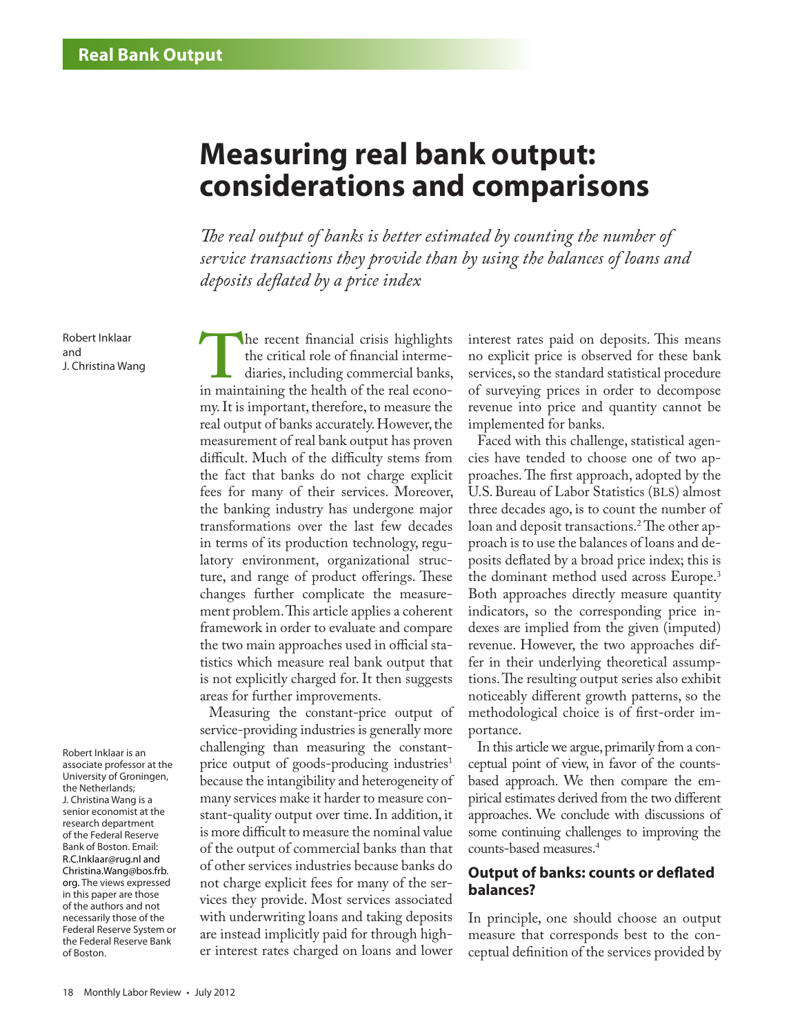Real Bank Output

# Measuring real bank output: considerations and comparisons

*The real output of banks is better estimated by counting the number of service transactions they provide than by using the balances of loans and deposits deflated by a price index*

Robert Inklaar and J. Christina Wang

Robert Inklaar is an associate professor at the University of Groningen, the Netherlands; J. Christina Wang is a senior economist at the research department of the Federal Reserve Bank of Boston. Email: R.C.Inklaar@rug.nl and Christina.Wang@bos.frb.org. The views expressed in this paper are those of the authors and not necessarily those of the Federal Reserve System or the Federal Reserve Bank of Boston.

The recent financial crisis highlights the critical role of financial intermediaries, including commercial banks, in maintaining the health of the real economy. It is important, therefore, to measure the real output of banks accurately. However, the measurement of real bank output has proven difficult. Much of the difficulty stems from the fact that banks do not charge explicit fees for many of their services. Moreover, the banking industry has undergone major transformations over the last few decades in terms of its production technology, regulatory environment, organizational structure, and range of product offerings. These changes further complicate the measurement problem. This article applies a coherent framework in order to evaluate and compare the two main approaches used in official statistics which measure real bank output that is not explicitly charged for. It then suggests areas for further improvements.

Measuring the constant-price output of service-providing industries is generally more challenging than measuring the constant-price output of goods-producing industries[1] because the intangibility and heterogeneity of many services make it harder to measure constant-quality output over time. In addition, it is more difficult to measure the nominal value of the output of commercial banks than that of other services industries because banks do not charge explicit fees for many of the services they provide. Most services associated with underwriting loans and taking deposits are instead implicitly paid for through higher interest rates charged on loans and lower interest rates paid on deposits. This means no explicit price is observed for these bank services, so the standard statistical procedure of surveying prices in order to decompose revenue into price and quantity cannot be implemented for banks.

Faced with this challenge, statistical agencies have tended to choose one of two approaches. The first approach, adopted by the U.S. Bureau of Labor Statistics (BLS) almost three decades ago, is to count the number of loan and deposit transactions.[2] The other approach is to use the balances of loans and deposits deflated by a broad price index; this is the dominant method used across Europe.[3] Both approaches directly measure quantity indicators, so the corresponding price indexes are implied from the given (imputed) revenue. However, the two approaches differ in their underlying theoretical assumptions. The resulting output series also exhibit noticeably different growth patterns, so the methodological choice is of first-order importance.

In this article we argue, primarily from a conceptual point of view, in favor of the counts-based approach. We then compare the empirical estimates derived from the two different approaches. We conclude with discussions of some continuing challenges to improving the counts-based measures.[4]

## Output of banks: counts or deflated balances?

In principle, one should choose an output measure that corresponds best to the conceptual definition of the services provided by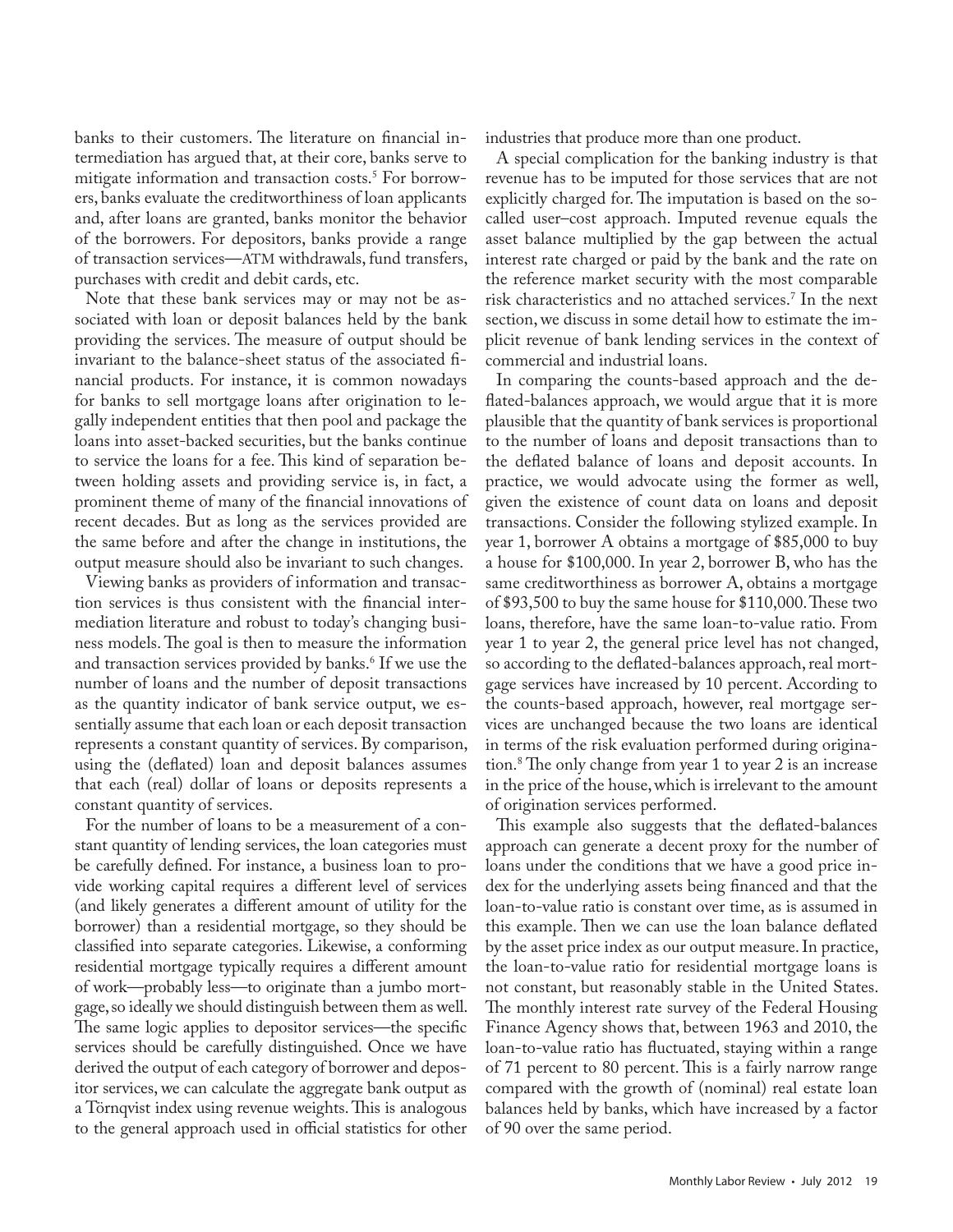banks to their customers. The literature on financial intermediation has argued that, at their core, banks serve to mitigate information and transaction costs.[5] For borrowers, banks evaluate the creditworthiness of loan applicants and, after loans are granted, banks monitor the behavior of the borrowers. For depositors, banks provide a range of transaction services—ATM withdrawals, fund transfers, purchases with credit and debit cards, etc.

Note that these bank services may or may not be associated with loan or deposit balances held by the bank providing the services. The measure of output should be invariant to the balance-sheet status of the associated financial products. For instance, it is common nowadays for banks to sell mortgage loans after origination to legally independent entities that then pool and package the loans into asset-backed securities, but the banks continue to service the loans for a fee. This kind of separation between holding assets and providing service is, in fact, a prominent theme of many of the financial innovations of recent decades. But as long as the services provided are the same before and after the change in institutions, the output measure should also be invariant to such changes.

Viewing banks as providers of information and transaction services is thus consistent with the financial intermediation literature and robust to today's changing business models. The goal is then to measure the information and transaction services provided by banks.[6] If we use the number of loans and the number of deposit transactions as the quantity indicator of bank service output, we essentially assume that each loan or each deposit transaction represents a constant quantity of services. By comparison, using the (deflated) loan and deposit balances assumes that each (real) dollar of loans or deposits represents a constant quantity of services.

For the number of loans to be a measurement of a constant quantity of lending services, the loan categories must be carefully defined. For instance, a business loan to provide working capital requires a different level of services (and likely generates a different amount of utility for the borrower) than a residential mortgage, so they should be classified into separate categories. Likewise, a conforming residential mortgage typically requires a different amount of work—probably less—to originate than a jumbo mortgage, so ideally we should distinguish between them as well. The same logic applies to depositor services—the specific services should be carefully distinguished. Once we have derived the output of each category of borrower and depositor services, we can calculate the aggregate bank output as a Törnqvist index using revenue weights. This is analogous to the general approach used in official statistics for other industries that produce more than one product.

A special complication for the banking industry is that revenue has to be imputed for those services that are not explicitly charged for. The imputation is based on the so-called user–cost approach. Imputed revenue equals the asset balance multiplied by the gap between the actual interest rate charged or paid by the bank and the rate on the reference market security with the most comparable risk characteristics and no attached services.[7] In the next section, we discuss in some detail how to estimate the implicit revenue of bank lending services in the context of commercial and industrial loans.

In comparing the counts-based approach and the deflated-balances approach, we would argue that it is more plausible that the quantity of bank services is proportional to the number of loans and deposit transactions than to the deflated balance of loans and deposit accounts. In practice, we would advocate using the former as well, given the existence of count data on loans and deposit transactions. Consider the following stylized example. In year 1, borrower A obtains a mortgage of $85,000 to buy a house for $100,000. In year 2, borrower B, who has the same creditworthiness as borrower A, obtains a mortgage of $93,500 to buy the same house for $110,000. These two loans, therefore, have the same loan-to-value ratio. From year 1 to year 2, the general price level has not changed, so according to the deflated-balances approach, real mortgage services have increased by 10 percent. According to the counts-based approach, however, real mortgage services are unchanged because the two loans are identical in terms of the risk evaluation performed during origination.[8] The only change from year 1 to year 2 is an increase in the price of the house, which is irrelevant to the amount of origination services performed.

This example also suggests that the deflated-balances approach can generate a decent proxy for the number of loans under the conditions that we have a good price index for the underlying assets being financed and that the loan-to-value ratio is constant over time, as is assumed in this example. Then we can use the loan balance deflated by the asset price index as our output measure. In practice, the loan-to-value ratio for residential mortgage loans is not constant, but reasonably stable in the United States. The monthly interest rate survey of the Federal Housing Finance Agency shows that, between 1963 and 2010, the loan-to-value ratio has fluctuated, staying within a range of 71 percent to 80 percent. This is a fairly narrow range compared with the growth of (nominal) real estate loan balances held by banks, which have increased by a factor of 90 over the same period.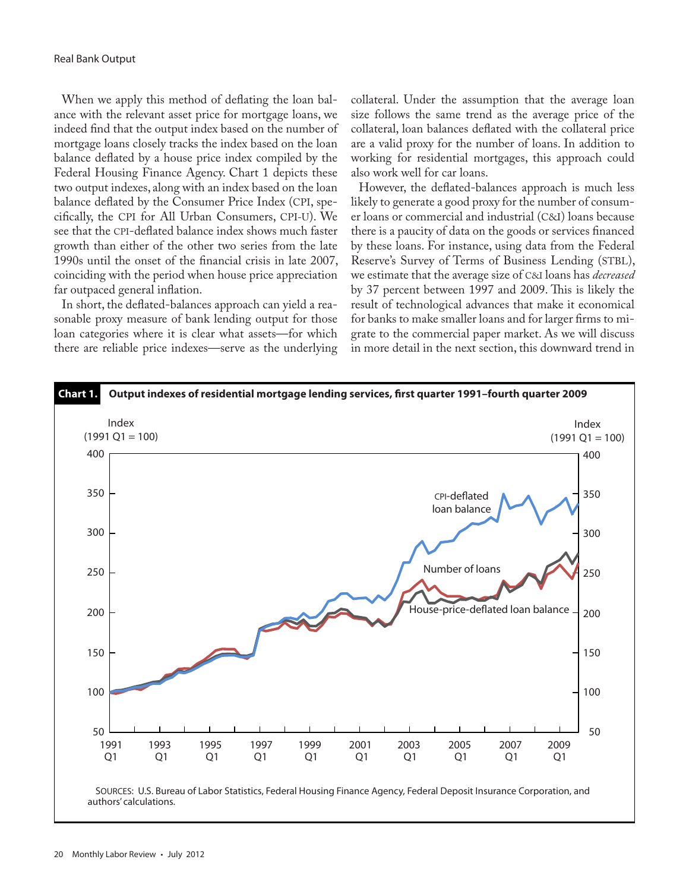When we apply this method of deflating the loan balance with the relevant asset price for mortgage loans, we indeed find that the output index based on the number of mortgage loans closely tracks the index based on the loan balance deflated by a house price index compiled by the Federal Housing Finance Agency. Chart 1 depicts these two output indexes, along with an index based on the loan balance deflated by the Consumer Price Index (CPI, specifically, the CPI for All Urban Consumers, CPI-U). We see that the CPI-deflated balance index shows much faster growth than either of the other two series from the late 1990s until the onset of the financial crisis in late 2007, coinciding with the period when house price appreciation far outpaced general inflation.

In short, the deflated-balances approach can yield a reasonable proxy measure of bank lending output for those loan categories where it is clear what assets—for which there are reliable price indexes—serve as the underlying collateral. Under the assumption that the average loan size follows the same trend as the average price of the collateral, loan balances deflated with the collateral price are a valid proxy for the number of loans. In addition to working for residential mortgages, this approach could also work well for car loans.

However, the deflated-balances approach is much less likely to generate a good proxy for the number of consumer loans or commercial and industrial (C&I) loans because there is a paucity of data on the goods or services financed by these loans. For instance, using data from the Federal Reserve's Survey of Terms of Business Lending (STBL), we estimate that the average size of C&I loans has *decreased* by 37 percent between 1997 and 2009. This is likely the result of technological advances that make it economical for banks to make smaller loans and for larger firms to migrate to the commercial paper market. As we will discuss in more detail in the next section, this downward trend in

**Chart 1. Output indexes of residential mortgage lending services, first quarter 1991–fourth quarter 2009**

SOURCES: U.S. Bureau of Labor Statistics, Federal Housing Finance Agency, Federal Deposit Insurance Corporation, and authors' calculations.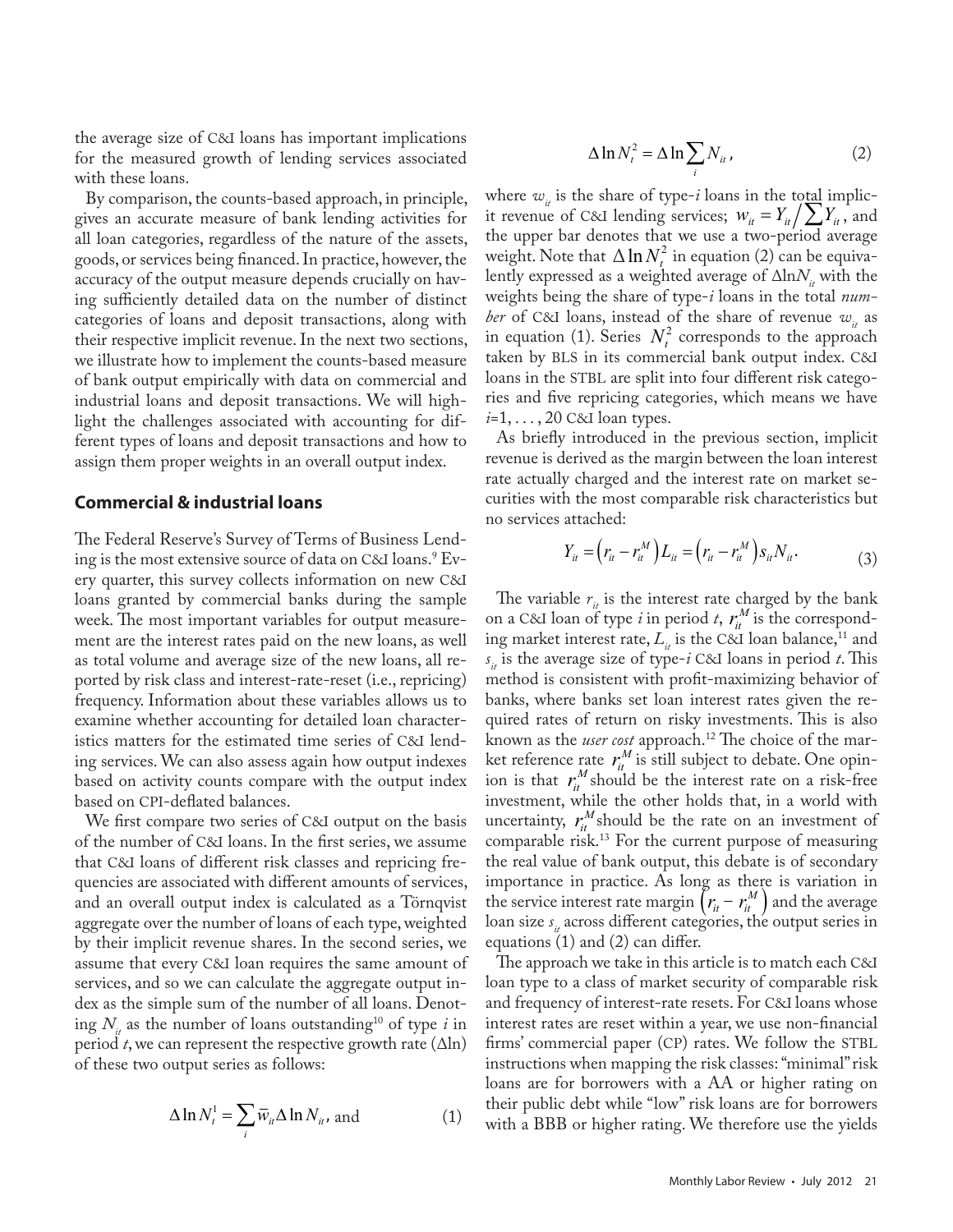the average size of C&I loans has important implications for the measured growth of lending services associated with these loans.

By comparison, the counts-based approach, in principle, gives an accurate measure of bank lending activities for all loan categories, regardless of the nature of the assets, goods, or services being financed. In practice, however, the accuracy of the output measure depends crucially on having sufficiently detailed data on the number of distinct categories of loans and deposit transactions, along with their respective implicit revenue. In the next two sections, we illustrate how to implement the counts-based measure of bank output empirically with data on commercial and industrial loans and deposit transactions. We will highlight the challenges associated with accounting for different types of loans and deposit transactions and how to assign them proper weights in an overall output index.

## Commercial & industrial loans

The Federal Reserve's Survey of Terms of Business Lending is the most extensive source of data on C&I loans.[9] Every quarter, this survey collects information on new C&I loans granted by commercial banks during the sample week. The most important variables for output measurement are the interest rates paid on the new loans, as well as total volume and average size of the new loans, all reported by risk class and interest-rate-reset (i.e., repricing) frequency. Information about these variables allows us to examine whether accounting for detailed loan characteristics matters for the estimated time series of C&I lending services. We can also assess again how output indexes based on activity counts compare with the output index based on CPI-deflated balances.

We first compare two series of C&I output on the basis of the number of C&I loans. In the first series, we assume that C&I loans of different risk classes and repricing frequencies are associated with different amounts of services, and an overall output index is calculated as a Törnqvist aggregate over the number of loans of each type, weighted by their implicit revenue shares. In the second series, we assume that every C&I loan requires the same amount of services, and so we can calculate the aggregate output index as the simple sum of the number of all loans. Denoting $N_{it}$ as the number of loans outstanding[10] of type $i$ in period $t$, we can represent the respective growth rate ($\Delta$ln) of these two output series as follows:

$$\Delta \ln N_t^1 = \sum_i \bar{w}_{it} \Delta \ln N_{it}, \text{ and} \tag{1}$$

$$\Delta \ln N_t^2 = \Delta \ln \sum_i N_{it}, \tag{2}$$

where $w_{it}$ is the share of type-$i$ loans in the total implicit revenue of C&I lending services; $w_{it} = Y_{it} \Big/ \sum Y_{it}$, and the upper bar denotes that we use a two-period average weight. Note that $\Delta \ln N_t^2$ in equation (2) can be equivalently expressed as a weighted average of $\Delta \ln N_{it}$ with the weights being the share of type-$i$ loans in the total *number* of C&I loans, instead of the share of revenue $w_{it}$ as in equation (1). Series $N_t^2$ corresponds to the approach taken by BLS in its commercial bank output index. C&I loans in the STBL are split into four different risk categories and five repricing categories, which means we have $i$=1, . . . , 20 C&I loan types.

As briefly introduced in the previous section, implicit revenue is derived as the margin between the loan interest rate actually charged and the interest rate on market securities with the most comparable risk characteristics but no services attached:

$$Y_{it} = \left(r_{it} - r_{it}^M\right) L_{it} = \left(r_{it} - r_{it}^M\right) s_{it} N_{it}. \tag{3}$$

The variable $r_{it}$ is the interest rate charged by the bank on a C&I loan of type $i$ in period $t$, $r_{it}^M$ is the corresponding market interest rate, $L_{it}$ is the C&I loan balance,[11] and $s_{it}$ is the average size of type-$i$ C&I loans in period $t$. This method is consistent with profit-maximizing behavior of banks, where banks set loan interest rates given the required rates of return on risky investments. This is also known as the *user cost* approach.[12] The choice of the market reference rate $r_{it}^M$ is still subject to debate. One opinion is that $r_{it}^M$ should be the interest rate on a risk-free investment, while the other holds that, in a world with uncertainty, $r_{it}^M$ should be the rate on an investment of comparable risk.[13] For the current purpose of measuring the real value of bank output, this debate is of secondary importance in practice. As long as there is variation in the service interest rate margin $\left(r_{it} - r_{it}^M\right)$ and the average loan size $s_{it}$ across different categories, the output series in equations (1) and (2) can differ.

The approach we take in this article is to match each C&I loan type to a class of market security of comparable risk and frequency of interest-rate resets. For C&I loans whose interest rates are reset within a year, we use non-financial firms' commercial paper (CP) rates. We follow the STBL instructions when mapping the risk classes: "minimal" risk loans are for borrowers with a AA or higher rating on their public debt while "low" risk loans are for borrowers with a BBB or higher rating. We therefore use the yields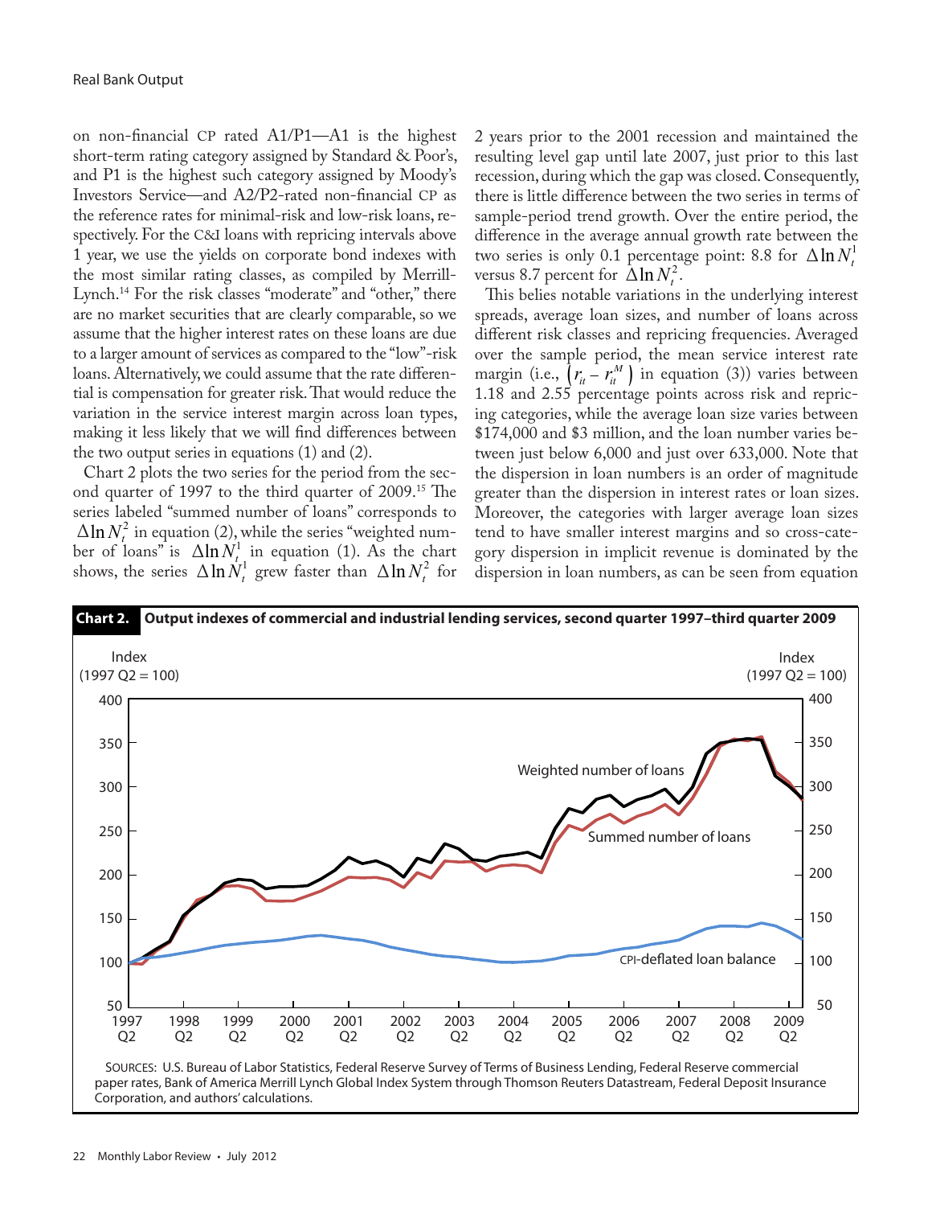on non-financial CP rated A1/P1—A1 is the highest short-term rating category assigned by Standard & Poor's, and P1 is the highest such category assigned by Moody's Investors Service—and A2/P2-rated non-financial CP as the reference rates for minimal-risk and low-risk loans, respectively. For the C&I loans with repricing intervals above 1 year, we use the yields on corporate bond indexes with the most similar rating classes, as compiled by Merrill-Lynch.[14] For the risk classes "moderate" and "other," there are no market securities that are clearly comparable, so we assume that the higher interest rates on these loans are due to a larger amount of services as compared to the "low"-risk loans. Alternatively, we could assume that the rate differential is compensation for greater risk. That would reduce the variation in the service interest margin across loan types, making it less likely that we will find differences between the two output series in equations (1) and (2).

Chart 2 plots the two series for the period from the second quarter of 1997 to the third quarter of 2009.[15] The series labeled "summed number of loans" corresponds to $\Delta \ln N_t^2$ in equation (2), while the series "weighted number of loans" is $\Delta \ln N_t^1$ in equation (1). As the chart shows, the series $\Delta \ln N_t^1$ grew faster than $\Delta \ln N_t^2$ for 2 years prior to the 2001 recession and maintained the resulting level gap until late 2007, just prior to this last recession, during which the gap was closed. Consequently, there is little difference between the two series in terms of sample-period trend growth. Over the entire period, the difference in the average annual growth rate between the two series is only 0.1 percentage point: 8.8 for $\Delta \ln N_t^1$ versus 8.7 percent for $\Delta \ln N_t^2$.

This belies notable variations in the underlying interest spreads, average loan sizes, and number of loans across different risk classes and repricing frequencies. Averaged over the sample period, the mean service interest rate margin (i.e., $\left(r_{it} - r_{it}^M\right)$ in equation (3)) varies between 1.18 and 2.55 percentage points across risk and repricing categories, while the average loan size varies between \$174,000 and \$3 million, and the loan number varies between just below 6,000 and just over 633,000. Note that the dispersion in loan numbers is an order of magnitude greater than the dispersion in interest rates or loan sizes. Moreover, the categories with larger average loan sizes tend to have smaller interest margins and so cross-category dispersion in implicit revenue is dominated by the dispersion in loan numbers, as can be seen from equation

**Chart 2. Output indexes of commercial and industrial lending services, second quarter 1997–third quarter 2009**

SOURCES: U.S. Bureau of Labor Statistics, Federal Reserve Survey of Terms of Business Lending, Federal Reserve commercial paper rates, Bank of America Merrill Lynch Global Index System through Thomson Reuters Datastream, Federal Deposit Insurance Corporation, and authors' calculations.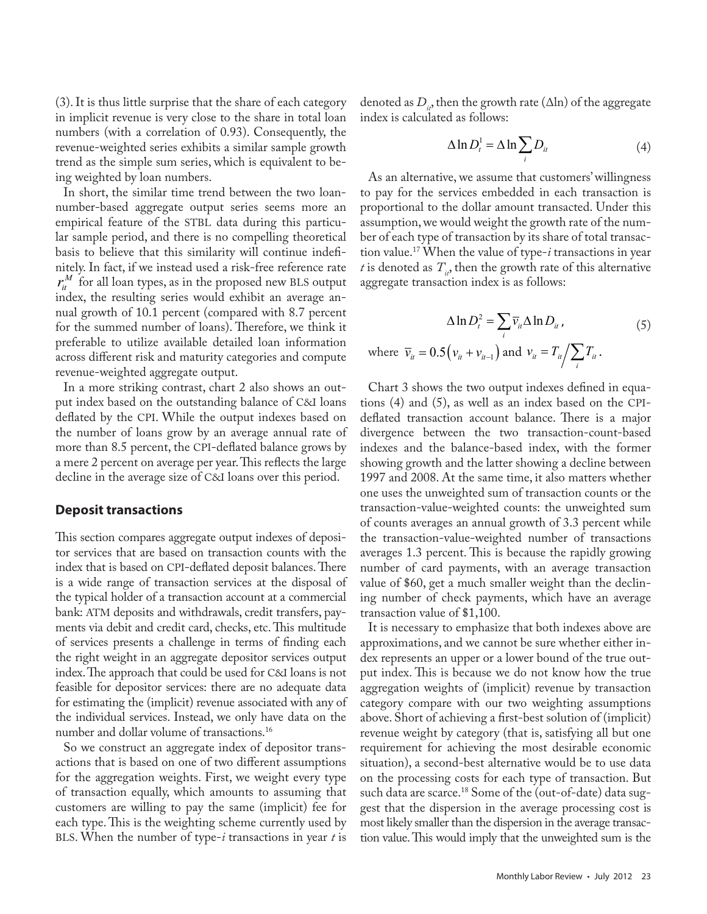(3). It is thus little surprise that the share of each category in implicit revenue is very close to the share in total loan numbers (with a correlation of 0.93). Consequently, the revenue-weighted series exhibits a similar sample growth trend as the simple sum series, which is equivalent to being weighted by loan numbers.

In short, the similar time trend between the two loan-number-based aggregate output series seems more an empirical feature of the STBL data during this particular sample period, and there is no compelling theoretical basis to believe that this similarity will continue indefinitely. In fact, if we instead used a risk-free reference rate $r_{it}^{M}$ for all loan types, as in the proposed new BLS output index, the resulting series would exhibit an average annual growth of 10.1 percent (compared with 8.7 percent for the summed number of loans). Therefore, we think it preferable to utilize available detailed loan information across different risk and maturity categories and compute revenue-weighted aggregate output.

In a more striking contrast, chart 2 also shows an output index based on the outstanding balance of C&I loans deflated by the CPI. While the output indexes based on the number of loans grow by an average annual rate of more than 8.5 percent, the CPI-deflated balance grows by a mere 2 percent on average per year. This reflects the large decline in the average size of C&I loans over this period.

## Deposit transactions

This section compares aggregate output indexes of depositor services that are based on transaction counts with the index that is based on CPI-deflated deposit balances. There is a wide range of transaction services at the disposal of the typical holder of a transaction account at a commercial bank: ATM deposits and withdrawals, credit transfers, payments via debit and credit card, checks, etc. This multitude of services presents a challenge in terms of finding each the right weight in an aggregate depositor services output index. The approach that could be used for C&I loans is not feasible for depositor services: there are no adequate data for estimating the (implicit) revenue associated with any of the individual services. Instead, we only have data on the number and dollar volume of transactions.[16]

So we construct an aggregate index of depositor transactions that is based on one of two different assumptions for the aggregation weights. First, we weight every type of transaction equally, which amounts to assuming that customers are willing to pay the same (implicit) fee for each type. This is the weighting scheme currently used by BLS. When the number of type-$i$ transactions in year $t$ is denoted as $D_{it}$, then the growth rate ($\Delta$ln) of the aggregate index is calculated as follows:

$$\Delta \ln D_t^1 = \Delta \ln \sum_i D_{it} \tag{4}$$

As an alternative, we assume that customers' willingness to pay for the services embedded in each transaction is proportional to the dollar amount transacted. Under this assumption, we would weight the growth rate of the number of each type of transaction by its share of total transaction value.[17] When the value of type-$i$ transactions in year $t$ is denoted as $T_{it}$, then the growth rate of this alternative aggregate transaction index is as follows:

$$\Delta \ln D_t^2 = \sum_i \bar{v}_{it} \Delta \ln D_{it}, \tag{5}$$

where $\bar{v}_{it} = 0.5\left(v_{it} + v_{it-1}\right)$ and $v_{it} = T_{it} \Big/ \sum_i T_{it}$.

Chart 3 shows the two output indexes defined in equations (4) and (5), as well as an index based on the CPI-deflated transaction account balance. There is a major divergence between the two transaction-count-based indexes and the balance-based index, with the former showing growth and the latter showing a decline between 1997 and 2008. At the same time, it also matters whether one uses the unweighted sum of transaction counts or the transaction-value-weighted counts: the unweighted sum of counts averages an annual growth of 3.3 percent while the transaction-value-weighted number of transactions averages 1.3 percent. This is because the rapidly growing number of card payments, with an average transaction value of \$60, get a much smaller weight than the declining number of check payments, which have an average transaction value of \$1,100.

It is necessary to emphasize that both indexes above are approximations, and we cannot be sure whether either index represents an upper or a lower bound of the true output index. This is because we do not know how the true aggregation weights of (implicit) revenue by transaction category compare with our two weighting assumptions above. Short of achieving a first-best solution of (implicit) revenue weight by category (that is, satisfying all but one requirement for achieving the most desirable economic situation), a second-best alternative would be to use data on the processing costs for each type of transaction. But such data are scarce.[18] Some of the (out-of-date) data suggest that the dispersion in the average processing cost is most likely smaller than the dispersion in the average transaction value. This would imply that the unweighted sum is the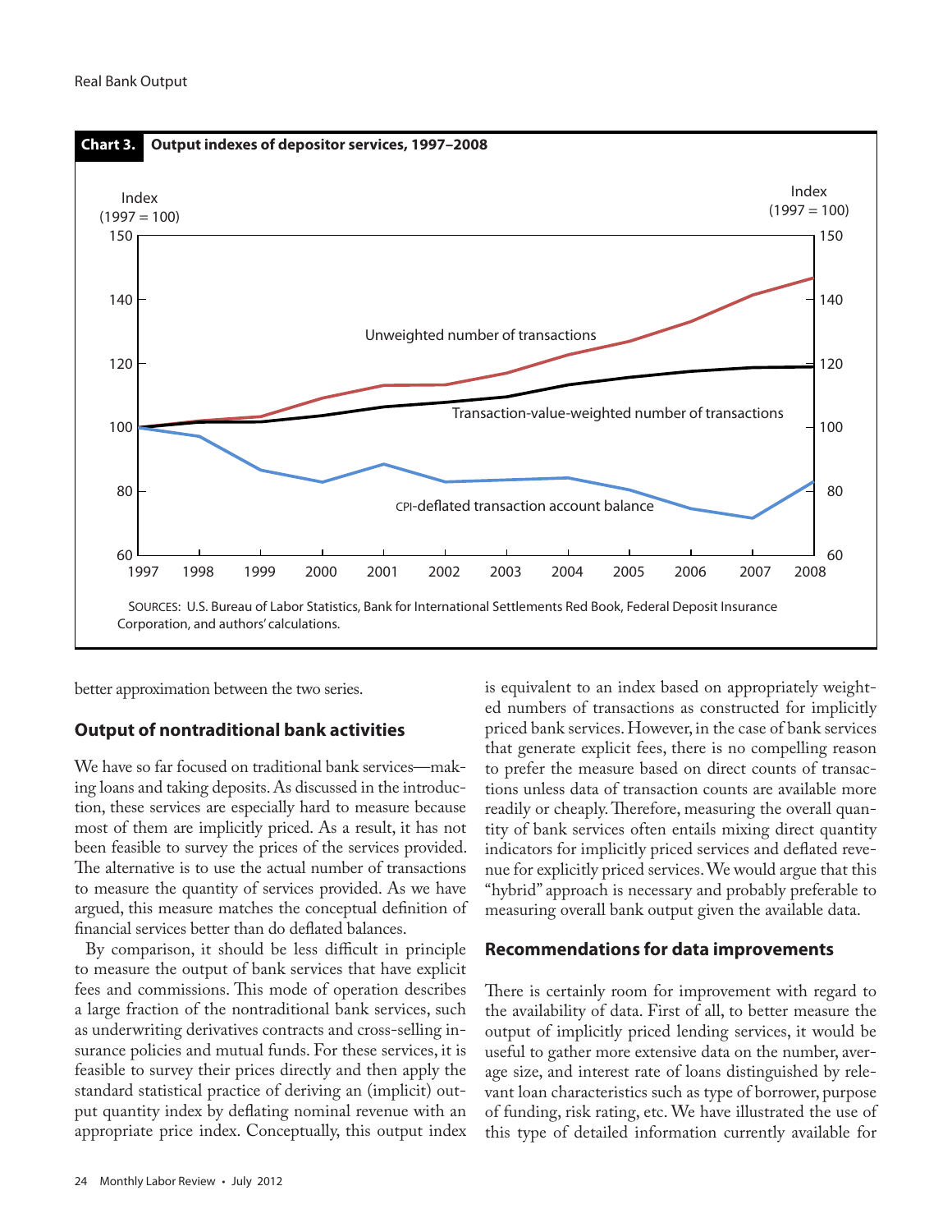**Chart 3. Output indexes of depositor services, 1997–2008**

SOURCES: U.S. Bureau of Labor Statistics, Bank for International Settlements Red Book, Federal Deposit Insurance Corporation, and authors' calculations.

better approximation between the two series.

## Output of nontraditional bank activities

We have so far focused on traditional bank services—making loans and taking deposits. As discussed in the introduction, these services are especially hard to measure because most of them are implicitly priced. As a result, it has not been feasible to survey the prices of the services provided. The alternative is to use the actual number of transactions to measure the quantity of services provided. As we have argued, this measure matches the conceptual definition of financial services better than do deflated balances.

By comparison, it should be less difficult in principle to measure the output of bank services that have explicit fees and commissions. This mode of operation describes a large fraction of the nontraditional bank services, such as underwriting derivatives contracts and cross-selling insurance policies and mutual funds. For these services, it is feasible to survey their prices directly and then apply the standard statistical practice of deriving an (implicit) output quantity index by deflating nominal revenue with an appropriate price index. Conceptually, this output index is equivalent to an index based on appropriately weighted numbers of transactions as constructed for implicitly priced bank services. However, in the case of bank services that generate explicit fees, there is no compelling reason to prefer the measure based on direct counts of transactions unless data of transaction counts are available more readily or cheaply. Therefore, measuring the overall quantity of bank services often entails mixing direct quantity indicators for implicitly priced services and deflated revenue for explicitly priced services. We would argue that this "hybrid" approach is necessary and probably preferable to measuring overall bank output given the available data.

## Recommendations for data improvements

There is certainly room for improvement with regard to the availability of data. First of all, to better measure the output of implicitly priced lending services, it would be useful to gather more extensive data on the number, average size, and interest rate of loans distinguished by relevant loan characteristics such as type of borrower, purpose of funding, risk rating, etc. We have illustrated the use of this type of detailed information currently available for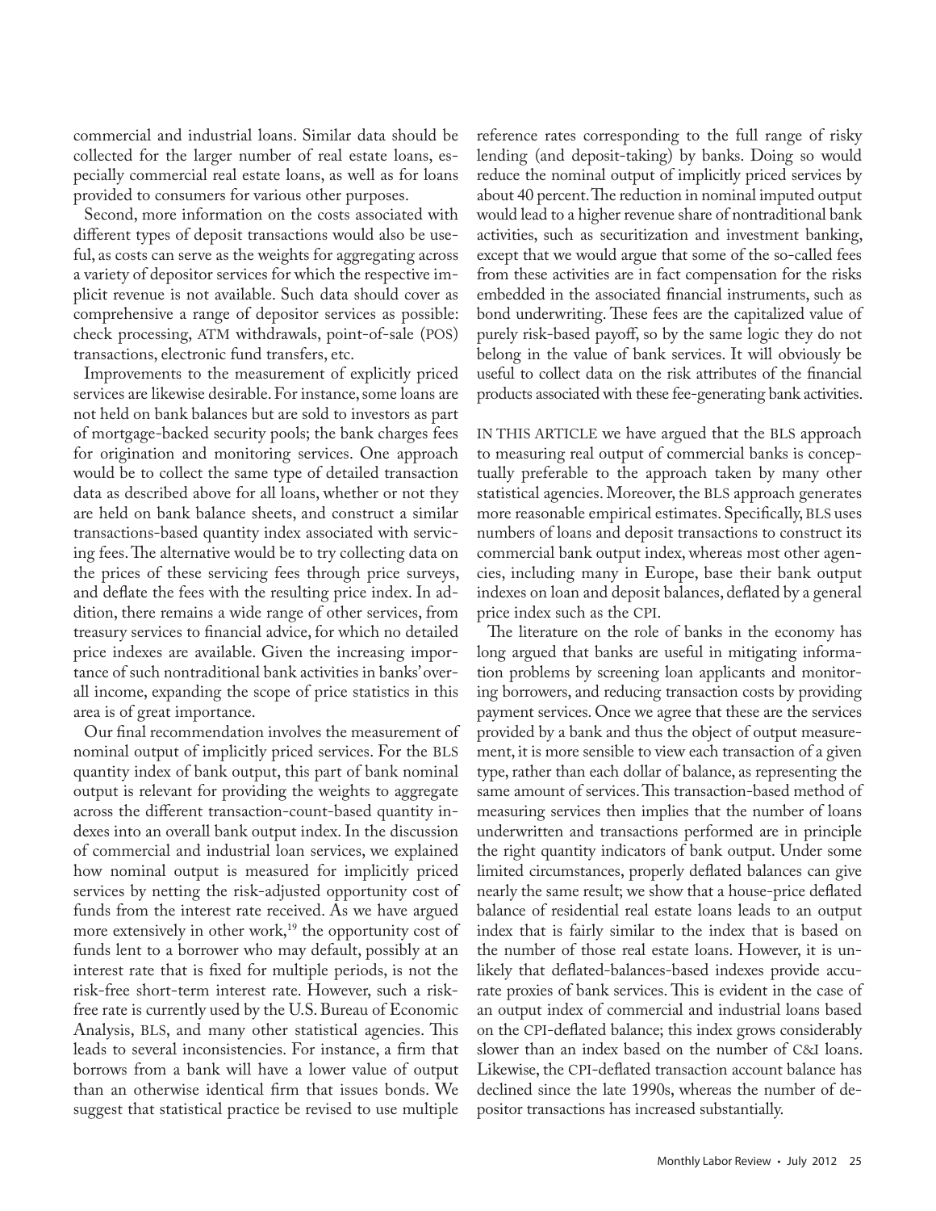commercial and industrial loans. Similar data should be collected for the larger number of real estate loans, especially commercial real estate loans, as well as for loans provided to consumers for various other purposes.

Second, more information on the costs associated with different types of deposit transactions would also be useful, as costs can serve as the weights for aggregating across a variety of depositor services for which the respective implicit revenue is not available. Such data should cover as comprehensive a range of depositor services as possible: check processing, ATM withdrawals, point-of-sale (POS) transactions, electronic fund transfers, etc.

Improvements to the measurement of explicitly priced services are likewise desirable. For instance, some loans are not held on bank balances but are sold to investors as part of mortgage-backed security pools; the bank charges fees for origination and monitoring services. One approach would be to collect the same type of detailed transaction data as described above for all loans, whether or not they are held on bank balance sheets, and construct a similar transactions-based quantity index associated with servicing fees. The alternative would be to try collecting data on the prices of these servicing fees through price surveys, and deflate the fees with the resulting price index. In addition, there remains a wide range of other services, from treasury services to financial advice, for which no detailed price indexes are available. Given the increasing importance of such nontraditional bank activities in banks' overall income, expanding the scope of price statistics in this area is of great importance.

Our final recommendation involves the measurement of nominal output of implicitly priced services. For the BLS quantity index of bank output, this part of bank nominal output is relevant for providing the weights to aggregate across the different transaction-count-based quantity indexes into an overall bank output index. In the discussion of commercial and industrial loan services, we explained how nominal output is measured for implicitly priced services by netting the risk-adjusted opportunity cost of funds from the interest rate received. As we have argued more extensively in other work,[19] the opportunity cost of funds lent to a borrower who may default, possibly at an interest rate that is fixed for multiple periods, is not the risk-free short-term interest rate. However, such a risk-free rate is currently used by the U.S. Bureau of Economic Analysis, BLS, and many other statistical agencies. This leads to several inconsistencies. For instance, a firm that borrows from a bank will have a lower value of output than an otherwise identical firm that issues bonds. We suggest that statistical practice be revised to use multiple reference rates corresponding to the full range of risky lending (and deposit-taking) by banks. Doing so would reduce the nominal output of implicitly priced services by about 40 percent. The reduction in nominal imputed output would lead to a higher revenue share of nontraditional bank activities, such as securitization and investment banking, except that we would argue that some of the so-called fees from these activities are in fact compensation for the risks embedded in the associated financial instruments, such as bond underwriting. These fees are the capitalized value of purely risk-based payoff, so by the same logic they do not belong in the value of bank services. It will obviously be useful to collect data on the risk attributes of the financial products associated with these fee-generating bank activities.

IN THIS ARTICLE we have argued that the BLS approach to measuring real output of commercial banks is conceptually preferable to the approach taken by many other statistical agencies. Moreover, the BLS approach generates more reasonable empirical estimates. Specifically, BLS uses numbers of loans and deposit transactions to construct its commercial bank output index, whereas most other agencies, including many in Europe, base their bank output indexes on loan and deposit balances, deflated by a general price index such as the CPI.

The literature on the role of banks in the economy has long argued that banks are useful in mitigating information problems by screening loan applicants and monitoring borrowers, and reducing transaction costs by providing payment services. Once we agree that these are the services provided by a bank and thus the object of output measurement, it is more sensible to view each transaction of a given type, rather than each dollar of balance, as representing the same amount of services. This transaction-based method of measuring services then implies that the number of loans underwritten and transactions performed are in principle the right quantity indicators of bank output. Under some limited circumstances, properly deflated balances can give nearly the same result; we show that a house-price deflated balance of residential real estate loans leads to an output index that is fairly similar to the index that is based on the number of those real estate loans. However, it is unlikely that deflated-balances-based indexes provide accurate proxies of bank services. This is evident in the case of an output index of commercial and industrial loans based on the CPI-deflated balance; this index grows considerably slower than an index based on the number of C&I loans. Likewise, the CPI-deflated transaction account balance has declined since the late 1990s, whereas the number of depositor transactions has increased substantially.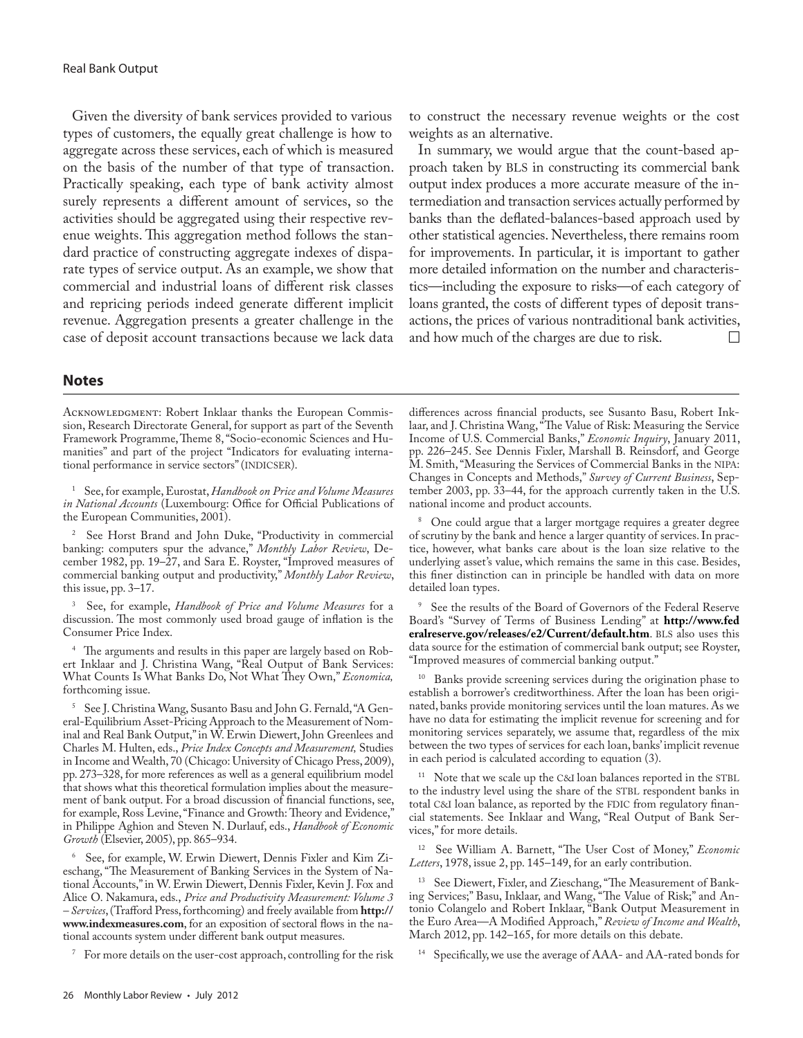Given the diversity of bank services provided to various types of customers, the equally great challenge is how to aggregate across these services, each of which is measured on the basis of the number of that type of transaction. Practically speaking, each type of bank activity almost surely represents a different amount of services, so the activities should be aggregated using their respective revenue weights. This aggregation method follows the standard practice of constructing aggregate indexes of disparate types of service output. As an example, we show that commercial and industrial loans of different risk classes and repricing periods indeed generate different implicit revenue. Aggregation presents a greater challenge in the case of deposit account transactions because we lack data to construct the necessary revenue weights or the cost weights as an alternative.

In summary, we would argue that the count-based approach taken by BLS in constructing its commercial bank output index produces a more accurate measure of the intermediation and transaction services actually performed by banks than the deflated-balances-based approach used by other statistical agencies. Nevertheless, there remains room for improvements. In particular, it is important to gather more detailed information on the number and characteristics—including the exposure to risks—of each category of loans granted, the costs of different types of deposit transactions, the prices of various nontraditional bank activities, and how much of the charges are due to risk. □

## Notes

Acknowledgment: Robert Inklaar thanks the European Commission, Research Directorate General, for support as part of the Seventh Framework Programme, Theme 8, "Socio-economic Sciences and Humanities" and part of the project "Indicators for evaluating international performance in service sectors" (INDICSER).

[1] See, for example, Eurostat, *Handbook on Price and Volume Measures in National Accounts* (Luxembourg: Office for Official Publications of the European Communities, 2001).

[2] See Horst Brand and John Duke, "Productivity in commercial banking: computers spur the advance," *Monthly Labor Review*, December 1982, pp. 19–27, and Sara E. Royster, "Improved measures of commercial banking output and productivity," *Monthly Labor Review*, this issue, pp. 3–17.

[3] See, for example, *Handbook of Price and Volume Measures* for a discussion. The most commonly used broad gauge of inflation is the Consumer Price Index.

[4] The arguments and results in this paper are largely based on Robert Inklaar and J. Christina Wang, "Real Output of Bank Services: What Counts Is What Banks Do, Not What They Own," *Economica,* forthcoming issue.

[5] See J. Christina Wang, Susanto Basu and John G. Fernald, "A General-Equilibrium Asset-Pricing Approach to the Measurement of Nominal and Real Bank Output," in W. Erwin Diewert, John Greenlees and Charles M. Hulten, eds., *Price Index Concepts and Measurement,* Studies in Income and Wealth, 70 (Chicago: University of Chicago Press, 2009), pp. 273–328, for more references as well as a general equilibrium model that shows what this theoretical formulation implies about the measurement of bank output. For a broad discussion of financial functions, see, for example, Ross Levine, "Finance and Growth: Theory and Evidence," in Philippe Aghion and Steven N. Durlauf, eds., *Handbook of Economic Growth* (Elsevier, 2005), pp. 865–934.

[6] See, for example, W. Erwin Diewert, Dennis Fixler and Kim Zieschang, "The Measurement of Banking Services in the System of National Accounts," in W. Erwin Diewert, Dennis Fixler, Kevin J. Fox and Alice O. Nakamura, eds., *Price and Productivity Measurement: Volume 3 – Services*, (Trafford Press, forthcoming) and freely available from **http://www.indexmeasures.com**, for an exposition of sectoral flows in the national accounts system under different bank output measures.

[7] For more details on the user-cost approach, controlling for the risk differences across financial products, see Susanto Basu, Robert Inklaar, and J. Christina Wang, "The Value of Risk: Measuring the Service Income of U.S. Commercial Banks," *Economic Inquiry*, January 2011, pp. 226–245. See Dennis Fixler, Marshall B. Reinsdorf, and George M. Smith, "Measuring the Services of Commercial Banks in the NIPA: Changes in Concepts and Methods," *Survey of Current Business*, September 2003, pp. 33–44, for the approach currently taken in the U.S. national income and product accounts.

[8] One could argue that a larger mortgage requires a greater degree of scrutiny by the bank and hence a larger quantity of services. In practice, however, what banks care about is the loan size relative to the underlying asset's value, which remains the same in this case. Besides, this finer distinction can in principle be handled with data on more detailed loan types.

[9] See the results of the Board of Governors of the Federal Reserve Board's "Survey of Terms of Business Lending" at **http://www.federalreserve.gov/releases/e2/Current/default.htm**. BLS also uses this data source for the estimation of commercial bank output; see Royster, "Improved measures of commercial banking output."

[10] Banks provide screening services during the origination phase to establish a borrower's creditworthiness. After the loan has been originated, banks provide monitoring services until the loan matures. As we have no data for estimating the implicit revenue for screening and for monitoring services separately, we assume that, regardless of the mix between the two types of services for each loan, banks' implicit revenue in each period is calculated according to equation (3).

[11] Note that we scale up the C&I loan balances reported in the STBL to the industry level using the share of the STBL respondent banks in total C&I loan balance, as reported by the FDIC from regulatory financial statements. See Inklaar and Wang, "Real Output of Bank Services," for more details.

[12] See William A. Barnett, "The User Cost of Money," *Economic Letters*, 1978, issue 2, pp. 145–149, for an early contribution.

[13] See Diewert, Fixler, and Zieschang, "The Measurement of Banking Services;" Basu, Inklaar, and Wang, "The Value of Risk;" and Antonio Colangelo and Robert Inklaar, "Bank Output Measurement in the Euro Area—A Modified Approach," *Review of Income and Wealth*, March 2012, pp. 142–165, for more details on this debate.

[14] Specifically, we use the average of AAA- and AA-rated bonds for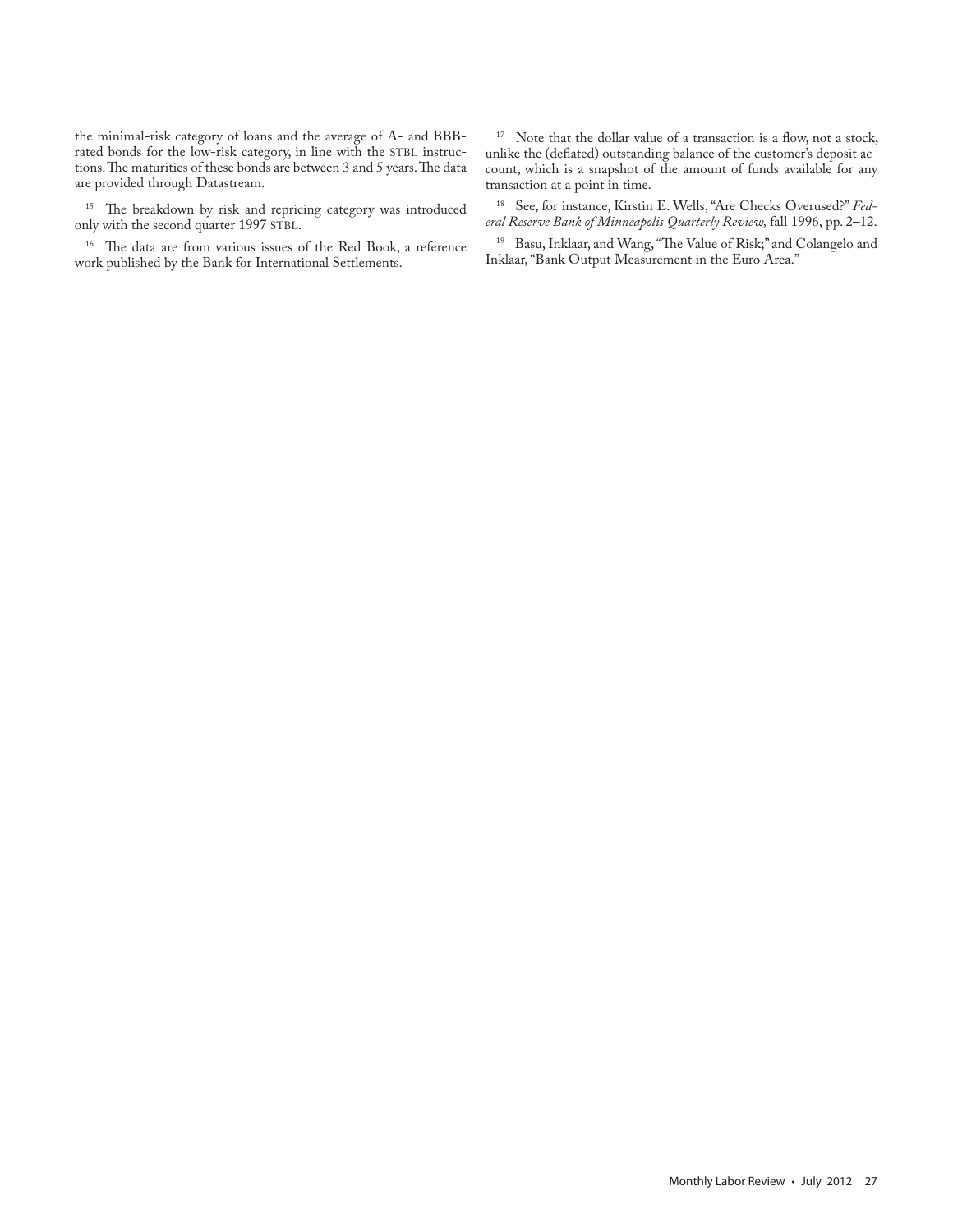the minimal-risk category of loans and the average of A- and BBB-rated bonds for the low-risk category, in line with the STBL instructions. The maturities of these bonds are between 3 and 5 years. The data are provided through Datastream.

[15] The breakdown by risk and repricing category was introduced only with the second quarter 1997 STBL.

[16] The data are from various issues of the Red Book, a reference work published by the Bank for International Settlements.

[17] Note that the dollar value of a transaction is a flow, not a stock, unlike the (deflated) outstanding balance of the customer's deposit account, which is a snapshot of the amount of funds available for any transaction at a point in time.

[18] See, for instance, Kirstin E. Wells, "Are Checks Overused?" *Federal Reserve Bank of Minneapolis Quarterly Review,* fall 1996, pp. 2–12.

[19] Basu, Inklaar, and Wang, "The Value of Risk;" and Colangelo and Inklaar, "Bank Output Measurement in the Euro Area."